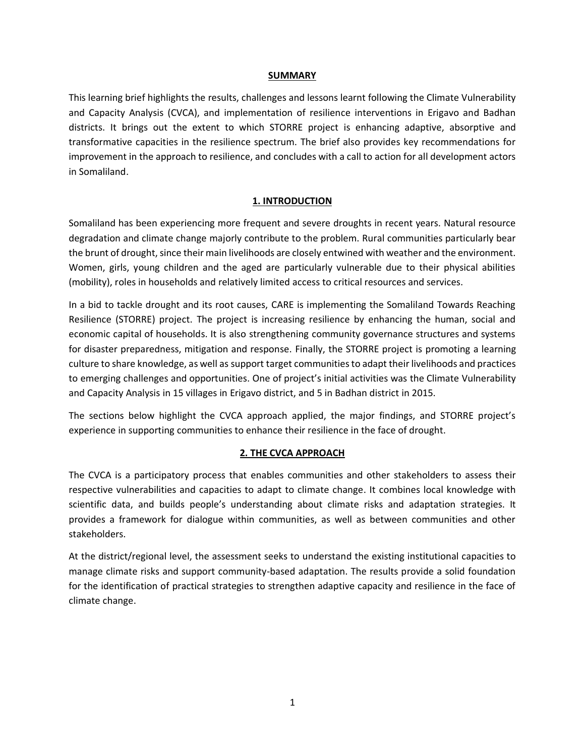## SUMMARY

This learning brief highlights the results, challenges and lessons learnt following the Climate Vulnerability and Capacity Analysis (CVCA), and implementation of resilience interventions in Erigavo and Badhan districts. It brings out the extent to which STORRE project is enhancing adaptive, absorptive and transformative capacities in the resilience spectrum. The brief also provides key recommendations for improvement in the approach to resilience, and concludes with a call to action for all development actors in Somaliland.

## 1. INTRODUCTION

Somaliland has been experiencing more frequent and severe droughts in recent years. Natural resource degradation and climate change majorly contribute to the problem. Rural communities particularly bear the brunt of drought, since their main livelihoods are closely entwined with weather and the environment. Women, girls, young children and the aged are particularly vulnerable due to their physical abilities (mobility), roles in households and relatively limited access to critical resources and services.

In a bid to tackle drought and its root causes, CARE is implementing the Somaliland Towards Reaching Resilience (STORRE) project. The project is increasing resilience by enhancing the human, social and economic capital of households. It is also strengthening community governance structures and systems for disaster preparedness, mitigation and response. Finally, the STORRE project is promoting a learning culture to share knowledge, as well as support target communities to adapt their livelihoods and practices to emerging challenges and opportunities. One of project's initial activities was the Climate Vulnerability and Capacity Analysis in 15 villages in Erigavo district, and 5 in Badhan district in 2015.

The sections below highlight the CVCA approach applied, the major findings, and STORRE project's experience in supporting communities to enhance their resilience in the face of drought.

## 2. THE CVCA APPROACH

The CVCA is a participatory process that enables communities and other stakeholders to assess their respective vulnerabilities and capacities to adapt to climate change. It combines local knowledge with scientific data, and builds people's understanding about climate risks and adaptation strategies. It provides a framework for dialogue within communities, as well as between communities and other stakeholders.

At the district/regional level, the assessment seeks to understand the existing institutional capacities to manage climate risks and support community-based adaptation. The results provide a solid foundation for the identification of practical strategies to strengthen adaptive capacity and resilience in the face of climate change.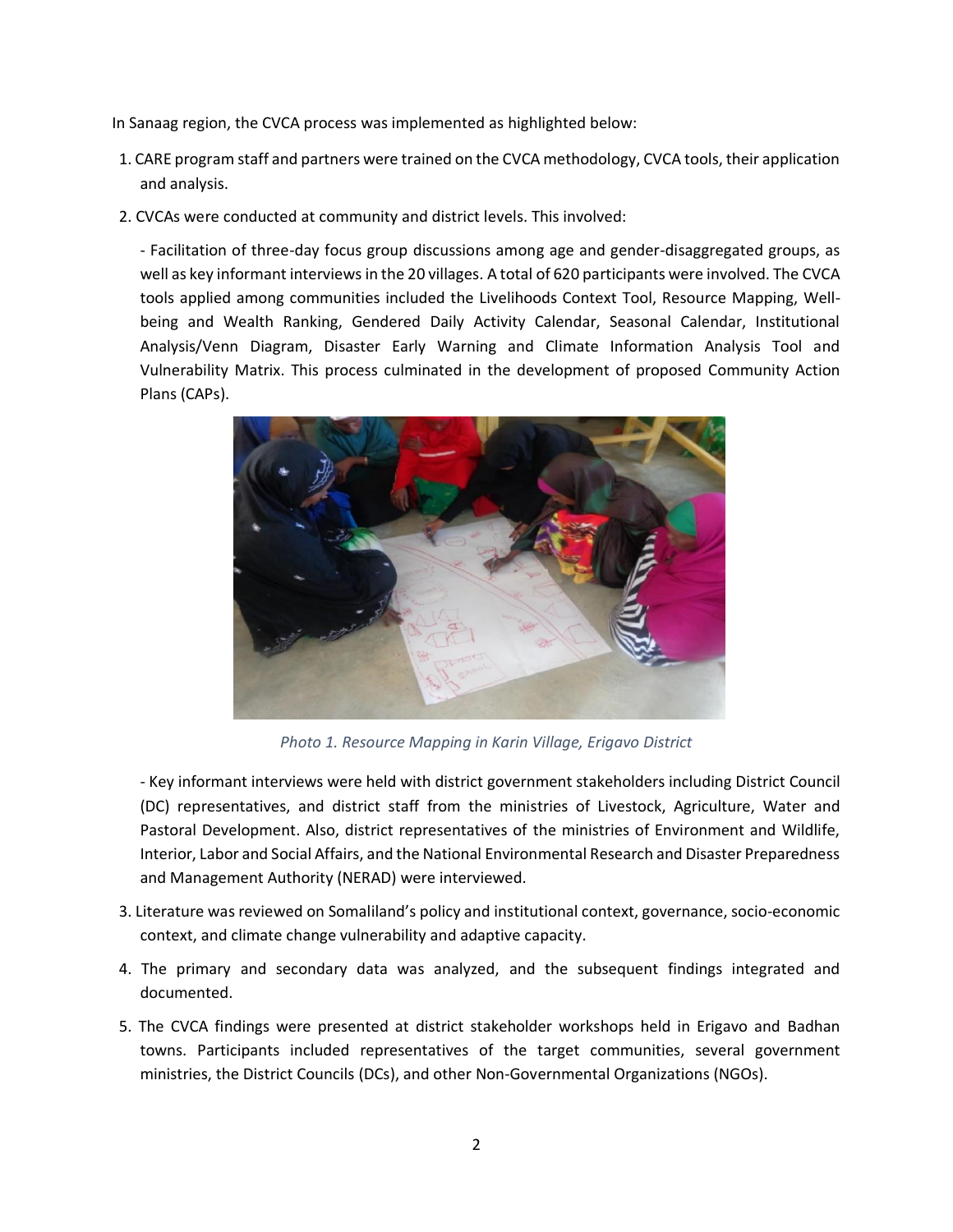In Sanaag region, the CVCA process was implemented as highlighted below:

1. CARE program staff and partners were trained on the CVCA methodology, CVCA tools, their application and analysis.

2. CVCAs were conducted at community and district levels. This involved:

   - Facilitation of three-day focus group discussions among age and gender-disaggregated groups, as well as key informant interviews in the 20 villages. A total of 620 participants were involved. The CVCA tools applied among communities included the Livelihoods Context Tool, Resource Mapping, Well-being and Wealth Ranking, Gendered Daily Activity Calendar, Seasonal Calendar, Institutional Analysis/Venn Diagram, Disaster Early Warning and Climate Information Analysis Tool and Vulnerability Matrix. This process culminated in the development of proposed Community Action Plans (CAPs).

   *Photo 1. Resource Mapping in Karin Village, Erigavo District*

   - Key informant interviews were held with district government stakeholders including District Council (DC) representatives, and district staff from the ministries of Livestock, Agriculture, Water and Pastoral Development. Also, district representatives of the ministries of Environment and Wildlife, Interior, Labor and Social Affairs, and the National Environmental Research and Disaster Preparedness and Management Authority (NERAD) were interviewed.

3. Literature was reviewed on Somaliland's policy and institutional context, governance, socio-economic context, and climate change vulnerability and adaptive capacity.

4. The primary and secondary data was analyzed, and the subsequent findings integrated and documented.

5. The CVCA findings were presented at district stakeholder workshops held in Erigavo and Badhan towns. Participants included representatives of the target communities, several government ministries, the District Councils (DCs), and other Non-Governmental Organizations (NGOs).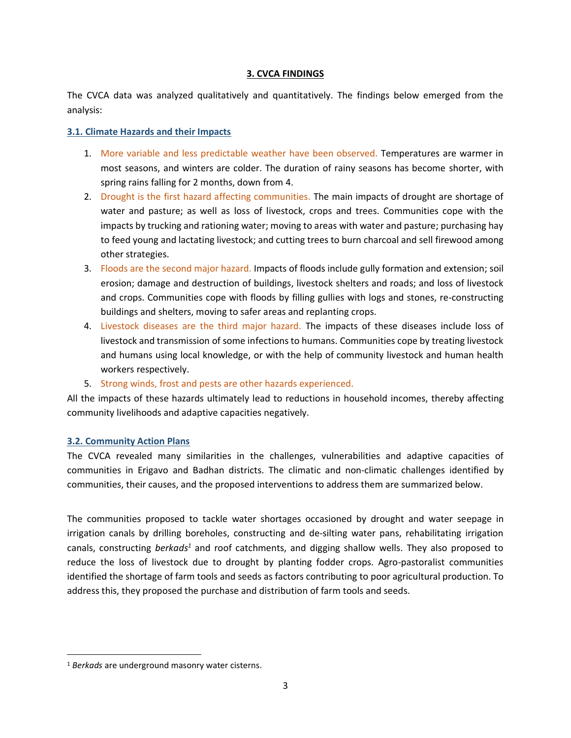# 3. CVCA FINDINGS

The CVCA data was analyzed qualitatively and quantitatively. The findings below emerged from the analysis:

## 3.1. Climate Hazards and their Impacts

1. More variable and less predictable weather have been observed. Temperatures are warmer in most seasons, and winters are colder. The duration of rainy seasons has become shorter, with spring rains falling for 2 months, down from 4.
2. Drought is the first hazard affecting communities. The main impacts of drought are shortage of water and pasture; as well as loss of livestock, crops and trees. Communities cope with the impacts by trucking and rationing water; moving to areas with water and pasture; purchasing hay to feed young and lactating livestock; and cutting trees to burn charcoal and sell firewood among other strategies.
3. Floods are the second major hazard. Impacts of floods include gully formation and extension; soil erosion; damage and destruction of buildings, livestock shelters and roads; and loss of livestock and crops. Communities cope with floods by filling gullies with logs and stones, re-constructing buildings and shelters, moving to safer areas and replanting crops.
4. Livestock diseases are the third major hazard. The impacts of these diseases include loss of livestock and transmission of some infections to humans. Communities cope by treating livestock and humans using local knowledge, or with the help of community livestock and human health workers respectively.
5. Strong winds, frost and pests are other hazards experienced.

All the impacts of these hazards ultimately lead to reductions in household incomes, thereby affecting community livelihoods and adaptive capacities negatively.

## 3.2. Community Action Plans

The CVCA revealed many similarities in the challenges, vulnerabilities and adaptive capacities of communities in Erigavo and Badhan districts. The climatic and non-climatic challenges identified by communities, their causes, and the proposed interventions to address them are summarized below.

The communities proposed to tackle water shortages occasioned by drought and water seepage in irrigation canals by drilling boreholes, constructing and de-silting water pans, rehabilitating irrigation canals, constructing *berkads*[1] and roof catchments, and digging shallow wells. They also proposed to reduce the loss of livestock due to drought by planting fodder crops. Agro-pastoralist communities identified the shortage of farm tools and seeds as factors contributing to poor agricultural production. To address this, they proposed the purchase and distribution of farm tools and seeds.

---

[1] *Berkads* are underground masonry water cisterns.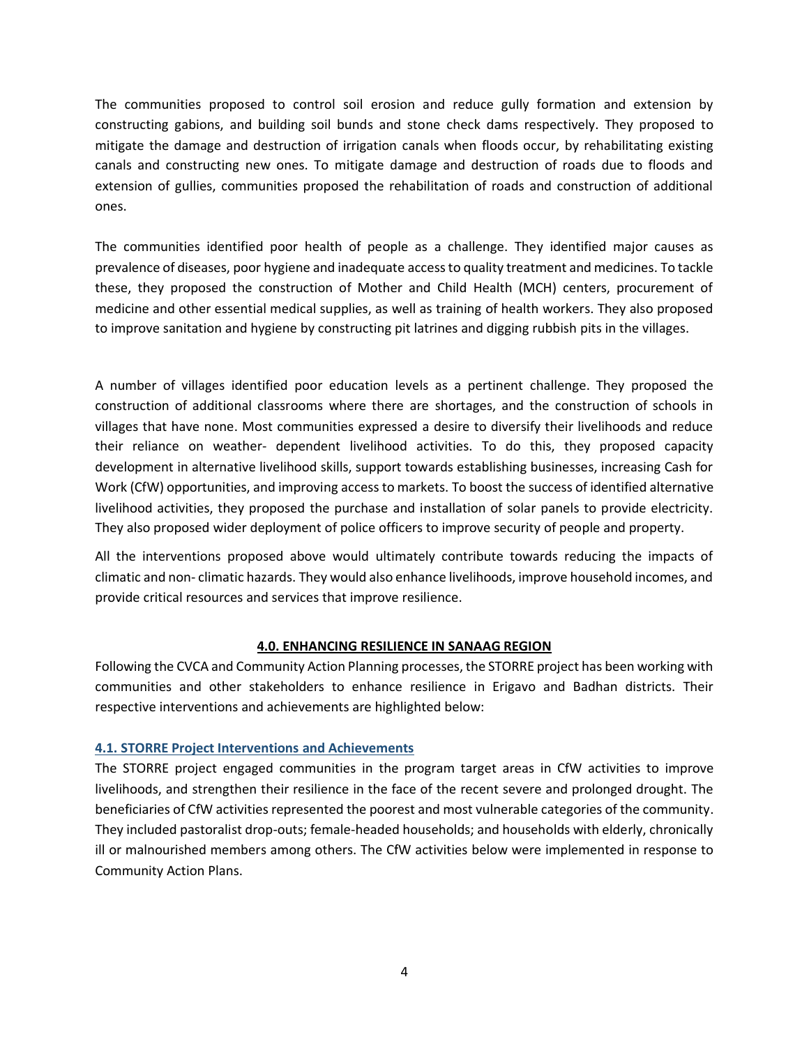The communities proposed to control soil erosion and reduce gully formation and extension by constructing gabions, and building soil bunds and stone check dams respectively. They proposed to mitigate the damage and destruction of irrigation canals when floods occur, by rehabilitating existing canals and constructing new ones. To mitigate damage and destruction of roads due to floods and extension of gullies, communities proposed the rehabilitation of roads and construction of additional ones.

The communities identified poor health of people as a challenge. They identified major causes as prevalence of diseases, poor hygiene and inadequate access to quality treatment and medicines. To tackle these, they proposed the construction of Mother and Child Health (MCH) centers, procurement of medicine and other essential medical supplies, as well as training of health workers. They also proposed to improve sanitation and hygiene by constructing pit latrines and digging rubbish pits in the villages.

A number of villages identified poor education levels as a pertinent challenge. They proposed the construction of additional classrooms where there are shortages, and the construction of schools in villages that have none. Most communities expressed a desire to diversify their livelihoods and reduce their reliance on weather- dependent livelihood activities. To do this, they proposed capacity development in alternative livelihood skills, support towards establishing businesses, increasing Cash for Work (CfW) opportunities, and improving access to markets. To boost the success of identified alternative livelihood activities, they proposed the purchase and installation of solar panels to provide electricity. They also proposed wider deployment of police officers to improve security of people and property.

All the interventions proposed above would ultimately contribute towards reducing the impacts of climatic and non- climatic hazards. They would also enhance livelihoods, improve household incomes, and provide critical resources and services that improve resilience.

## 4.0. ENHANCING RESILIENCE IN SANAAG REGION

Following the CVCA and Community Action Planning processes, the STORRE project has been working with communities and other stakeholders to enhance resilience in Erigavo and Badhan districts. Their respective interventions and achievements are highlighted below:

### 4.1. STORRE Project Interventions and Achievements

The STORRE project engaged communities in the program target areas in CfW activities to improve livelihoods, and strengthen their resilience in the face of the recent severe and prolonged drought. The beneficiaries of CfW activities represented the poorest and most vulnerable categories of the community. They included pastoralist drop-outs; female-headed households; and households with elderly, chronically ill or malnourished members among others. The CfW activities below were implemented in response to Community Action Plans.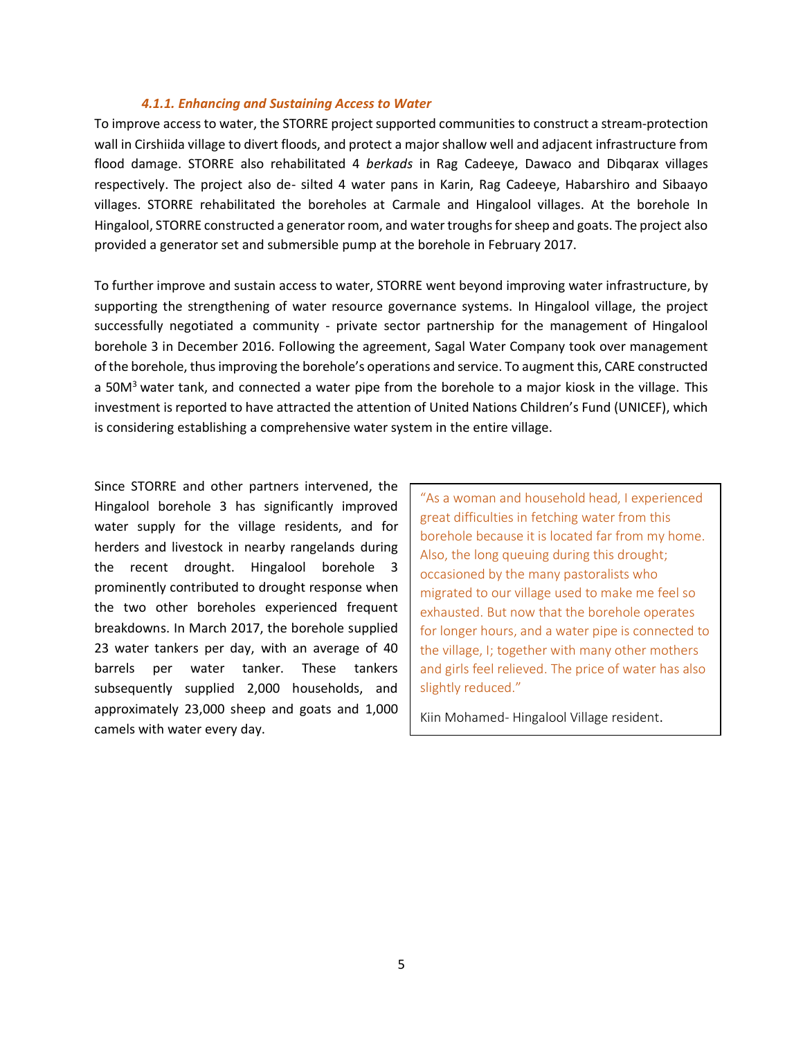#### *4.1.1. Enhancing and Sustaining Access to Water*

To improve access to water, the STORRE project supported communities to construct a stream-protection wall in Cirshiida village to divert floods, and protect a major shallow well and adjacent infrastructure from flood damage. STORRE also rehabilitated 4 *berkads* in Rag Cadeeye, Dawaco and Dibqarax villages respectively. The project also de- silted 4 water pans in Karin, Rag Cadeeye, Habarshiro and Sibaayo villages. STORRE rehabilitated the boreholes at Carmale and Hingalool villages. At the borehole In Hingalool, STORRE constructed a generator room, and water troughs for sheep and goats. The project also provided a generator set and submersible pump at the borehole in February 2017.

To further improve and sustain access to water, STORRE went beyond improving water infrastructure, by supporting the strengthening of water resource governance systems. In Hingalool village, the project successfully negotiated a community - private sector partnership for the management of Hingalool borehole 3 in December 2016. Following the agreement, Sagal Water Company took over management of the borehole, thus improving the borehole's operations and service. To augment this, CARE constructed a 50M$^3$ water tank, and connected a water pipe from the borehole to a major kiosk in the village. This investment is reported to have attracted the attention of United Nations Children's Fund (UNICEF), which is considering establishing a comprehensive water system in the entire village.

Since STORRE and other partners intervened, the Hingalool borehole 3 has significantly improved water supply for the village residents, and for herders and livestock in nearby rangelands during the recent drought. Hingalool borehole 3 prominently contributed to drought response when the two other boreholes experienced frequent breakdowns. In March 2017, the borehole supplied 23 water tankers per day, with an average of 40 barrels per water tanker. These tankers subsequently supplied 2,000 households, and approximately 23,000 sheep and goats and 1,000 camels with water every day.

> "As a woman and household head, I experienced great difficulties in fetching water from this borehole because it is located far from my home. Also, the long queuing during this drought; occasioned by the many pastoralists who migrated to our village used to make me feel so exhausted. But now that the borehole operates for longer hours, and a water pipe is connected to the village, I; together with many other mothers and girls feel relieved. The price of water has also slightly reduced."
>
> Kiin Mohamed- Hingalool Village resident.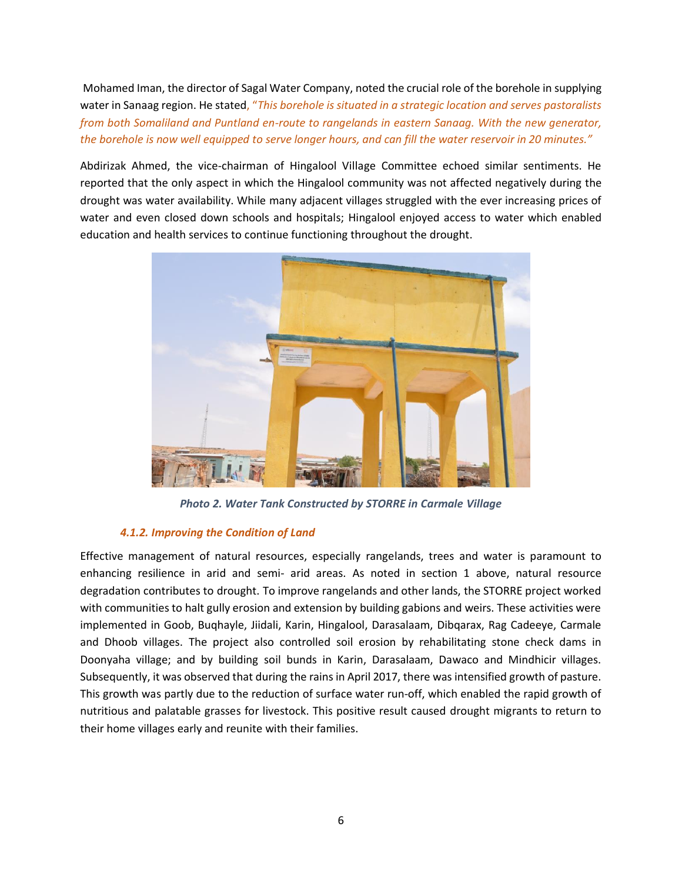Mohamed Iman, the director of Sagal Water Company, noted the crucial role of the borehole in supplying water in Sanaag region. He stated, *"This borehole is situated in a strategic location and serves pastoralists from both Somaliland and Puntland en-route to rangelands in eastern Sanaag. With the new generator, the borehole is now well equipped to serve longer hours, and can fill the water reservoir in 20 minutes."*

Abdirizak Ahmed, the vice-chairman of Hingalool Village Committee echoed similar sentiments. He reported that the only aspect in which the Hingalool community was not affected negatively during the drought was water availability. While many adjacent villages struggled with the ever increasing prices of water and even closed down schools and hospitals; Hingalool enjoyed access to water which enabled education and health services to continue functioning throughout the drought.

***Photo 2. Water Tank Constructed by STORRE in Carmale Village***

#### *4.1.2. Improving the Condition of Land*

Effective management of natural resources, especially rangelands, trees and water is paramount to enhancing resilience in arid and semi- arid areas. As noted in section 1 above, natural resource degradation contributes to drought. To improve rangelands and other lands, the STORRE project worked with communities to halt gully erosion and extension by building gabions and weirs. These activities were implemented in Goob, Buqhayle, Jiidali, Karin, Hingalool, Darasalaam, Dibqarax, Rag Cadeeye, Carmale and Dhoob villages. The project also controlled soil erosion by rehabilitating stone check dams in Doonyaha village; and by building soil bunds in Karin, Darasalaam, Dawaco and Mindhicir villages. Subsequently, it was observed that during the rains in April 2017, there was intensified growth of pasture. This growth was partly due to the reduction of surface water run-off, which enabled the rapid growth of nutritious and palatable grasses for livestock. This positive result caused drought migrants to return to their home villages early and reunite with their families.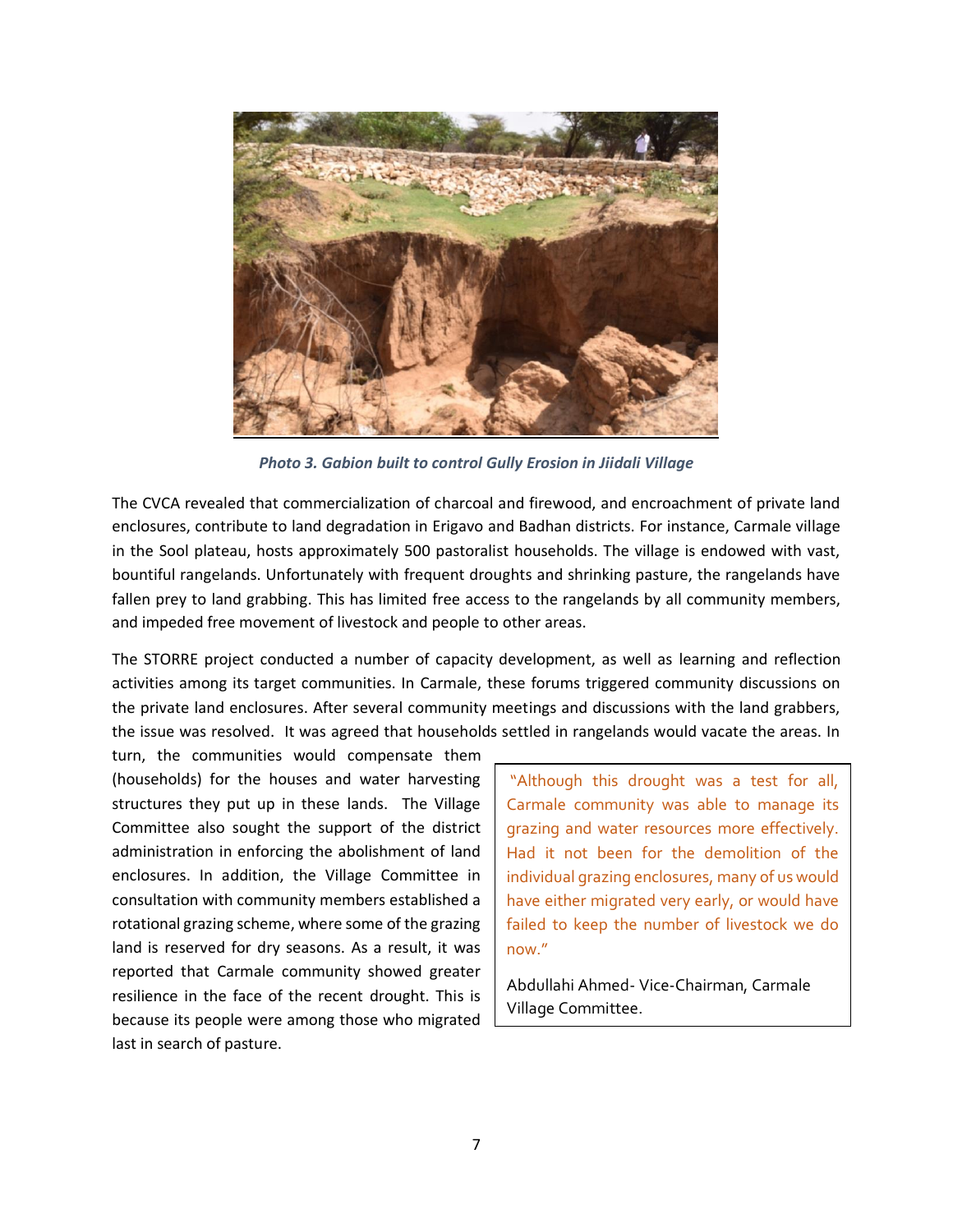*Photo 3. Gabion built to control Gully Erosion in Jiidali Village*

The CVCA revealed that commercialization of charcoal and firewood, and encroachment of private land enclosures, contribute to land degradation in Erigavo and Badhan districts. For instance, Carmale village in the Sool plateau, hosts approximately 500 pastoralist households. The village is endowed with vast, bountiful rangelands. Unfortunately with frequent droughts and shrinking pasture, the rangelands have fallen prey to land grabbing. This has limited free access to the rangelands by all community members, and impeded free movement of livestock and people to other areas.

The STORRE project conducted a number of capacity development, as well as learning and reflection activities among its target communities. In Carmale, these forums triggered community discussions on the private land enclosures. After several community meetings and discussions with the land grabbers, the issue was resolved. It was agreed that households settled in rangelands would vacate the areas. In turn, the communities would compensate them (households) for the houses and water harvesting structures they put up in these lands. The Village Committee also sought the support of the district administration in enforcing the abolishment of land enclosures. In addition, the Village Committee in consultation with community members established a rotational grazing scheme, where some of the grazing land is reserved for dry seasons. As a result, it was reported that Carmale community showed greater resilience in the face of the recent drought. This is because its people were among those who migrated last in search of pasture.

> "Although this drought was a test for all, Carmale community was able to manage its grazing and water resources more effectively. Had it not been for the demolition of the individual grazing enclosures, many of us would have either migrated very early, or would have failed to keep the number of livestock we do now."
>
> Abdullahi Ahmed- Vice-Chairman, Carmale Village Committee.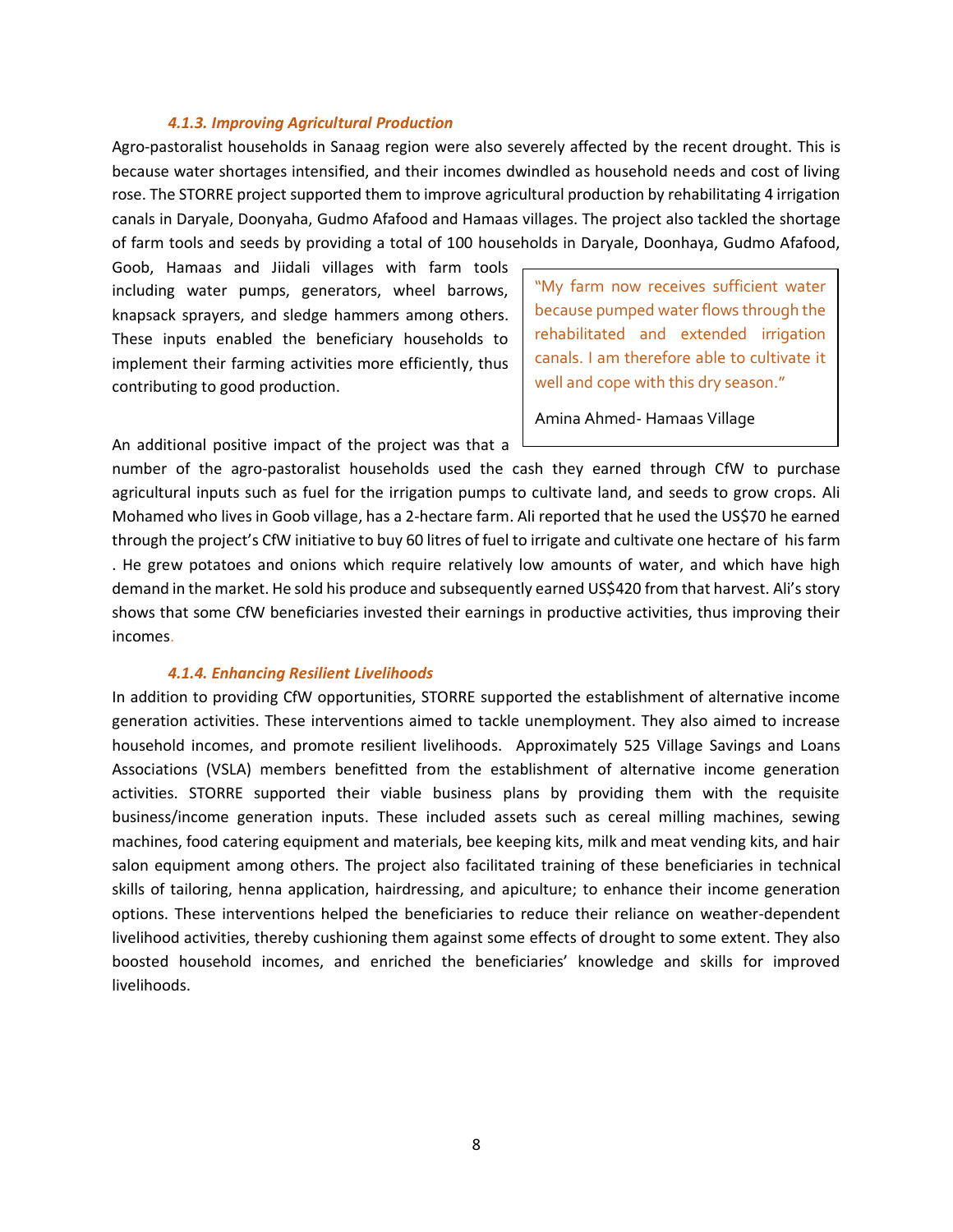#### *4.1.3. Improving Agricultural Production*

Agro-pastoralist households in Sanaag region were also severely affected by the recent drought. This is because water shortages intensified, and their incomes dwindled as household needs and cost of living rose. The STORRE project supported them to improve agricultural production by rehabilitating 4 irrigation canals in Daryale, Doonyaha, Gudmo Afafood and Hamaas villages. The project also tackled the shortage of farm tools and seeds by providing a total of 100 households in Daryale, Doonhaya, Gudmo Afafood, Goob, Hamaas and Jiidali villages with farm tools including water pumps, generators, wheel barrows, knapsack sprayers, and sledge hammers among others. These inputs enabled the beneficiary households to implement their farming activities more efficiently, thus contributing to good production.

> "My farm now receives sufficient water because pumped water flows through the rehabilitated and extended irrigation canals. I am therefore able to cultivate it well and cope with this dry season."
>
> Amina Ahmed- Hamaas Village

An additional positive impact of the project was that a number of the agro-pastoralist households used the cash they earned through CfW to purchase agricultural inputs such as fuel for the irrigation pumps to cultivate land, and seeds to grow crops. Ali Mohamed who lives in Goob village, has a 2-hectare farm. Ali reported that he used the US$70 he earned through the project's CfW initiative to buy 60 litres of fuel to irrigate and cultivate one hectare of his farm . He grew potatoes and onions which require relatively low amounts of water, and which have high demand in the market. He sold his produce and subsequently earned US$420 from that harvest. Ali's story shows that some CfW beneficiaries invested their earnings in productive activities, thus improving their incomes.

#### *4.1.4. Enhancing Resilient Livelihoods*

In addition to providing CfW opportunities, STORRE supported the establishment of alternative income generation activities. These interventions aimed to tackle unemployment. They also aimed to increase household incomes, and promote resilient livelihoods. Approximately 525 Village Savings and Loans Associations (VSLA) members benefitted from the establishment of alternative income generation activities. STORRE supported their viable business plans by providing them with the requisite business/income generation inputs. These included assets such as cereal milling machines, sewing machines, food catering equipment and materials, bee keeping kits, milk and meat vending kits, and hair salon equipment among others. The project also facilitated training of these beneficiaries in technical skills of tailoring, henna application, hairdressing, and apiculture; to enhance their income generation options. These interventions helped the beneficiaries to reduce their reliance on weather-dependent livelihood activities, thereby cushioning them against some effects of drought to some extent. They also boosted household incomes, and enriched the beneficiaries' knowledge and skills for improved livelihoods.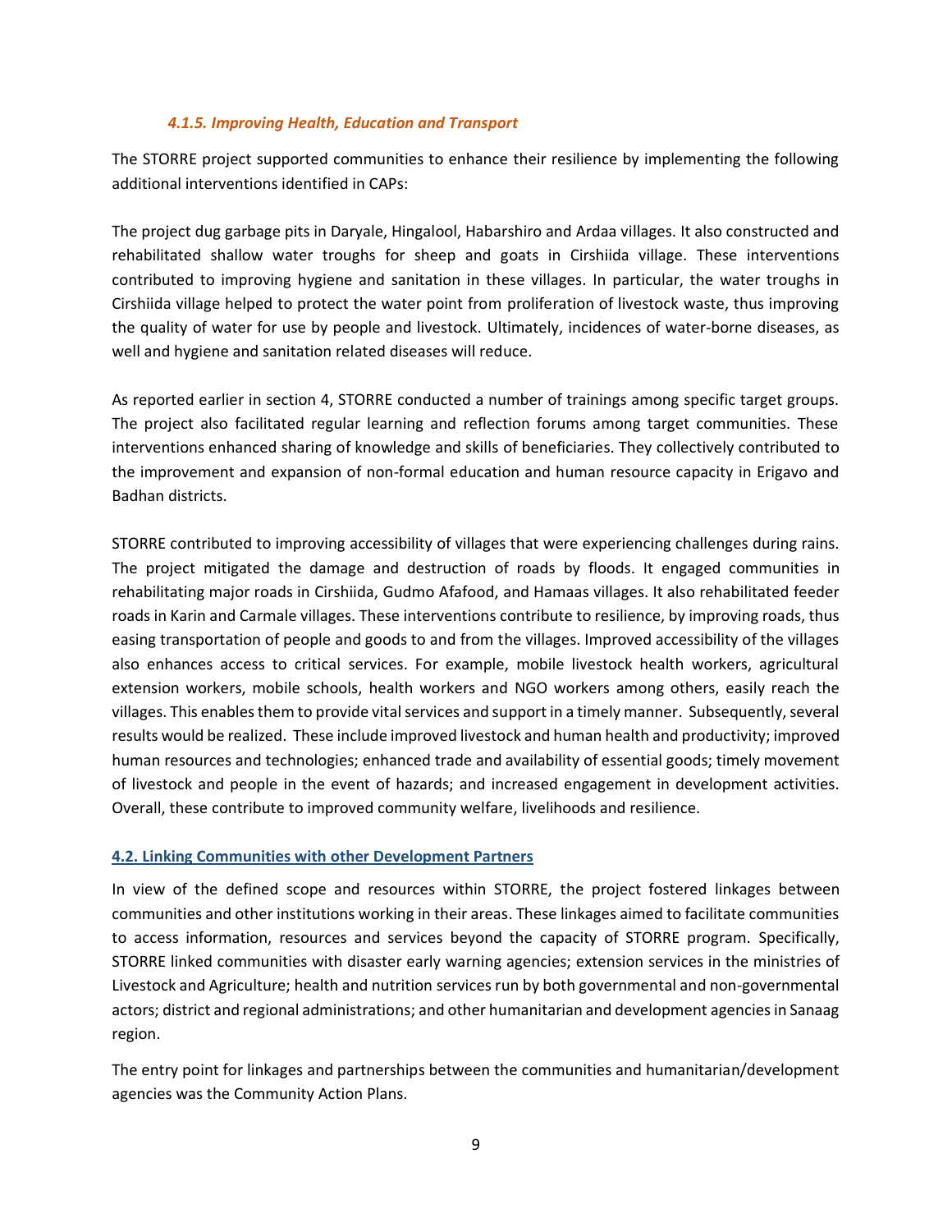#### *4.1.5. Improving Health, Education and Transport*

The STORRE project supported communities to enhance their resilience by implementing the following additional interventions identified in CAPs:

The project dug garbage pits in Daryale, Hingalool, Habarshiro and Ardaa villages. It also constructed and rehabilitated shallow water troughs for sheep and goats in Cirshiida village. These interventions contributed to improving hygiene and sanitation in these villages. In particular, the water troughs in Cirshiida village helped to protect the water point from proliferation of livestock waste, thus improving the quality of water for use by people and livestock. Ultimately, incidences of water-borne diseases, as well and hygiene and sanitation related diseases will reduce.

As reported earlier in section 4, STORRE conducted a number of trainings among specific target groups. The project also facilitated regular learning and reflection forums among target communities. These interventions enhanced sharing of knowledge and skills of beneficiaries. They collectively contributed to the improvement and expansion of non-formal education and human resource capacity in Erigavo and Badhan districts.

STORRE contributed to improving accessibility of villages that were experiencing challenges during rains. The project mitigated the damage and destruction of roads by floods. It engaged communities in rehabilitating major roads in Cirshiida, Gudmo Afafood, and Hamaas villages. It also rehabilitated feeder roads in Karin and Carmale villages. These interventions contribute to resilience, by improving roads, thus easing transportation of people and goods to and from the villages. Improved accessibility of the villages also enhances access to critical services. For example, mobile livestock health workers, agricultural extension workers, mobile schools, health workers and NGO workers among others, easily reach the villages. This enables them to provide vital services and support in a timely manner. Subsequently, several results would be realized. These include improved livestock and human health and productivity; improved human resources and technologies; enhanced trade and availability of essential goods; timely movement of livestock and people in the event of hazards; and increased engagement in development activities. Overall, these contribute to improved community welfare, livelihoods and resilience.

### 4.2. Linking Communities with other Development Partners

In view of the defined scope and resources within STORRE, the project fostered linkages between communities and other institutions working in their areas. These linkages aimed to facilitate communities to access information, resources and services beyond the capacity of STORRE program. Specifically, STORRE linked communities with disaster early warning agencies; extension services in the ministries of Livestock and Agriculture; health and nutrition services run by both governmental and non-governmental actors; district and regional administrations; and other humanitarian and development agencies in Sanaag region.

The entry point for linkages and partnerships between the communities and humanitarian/development agencies was the Community Action Plans.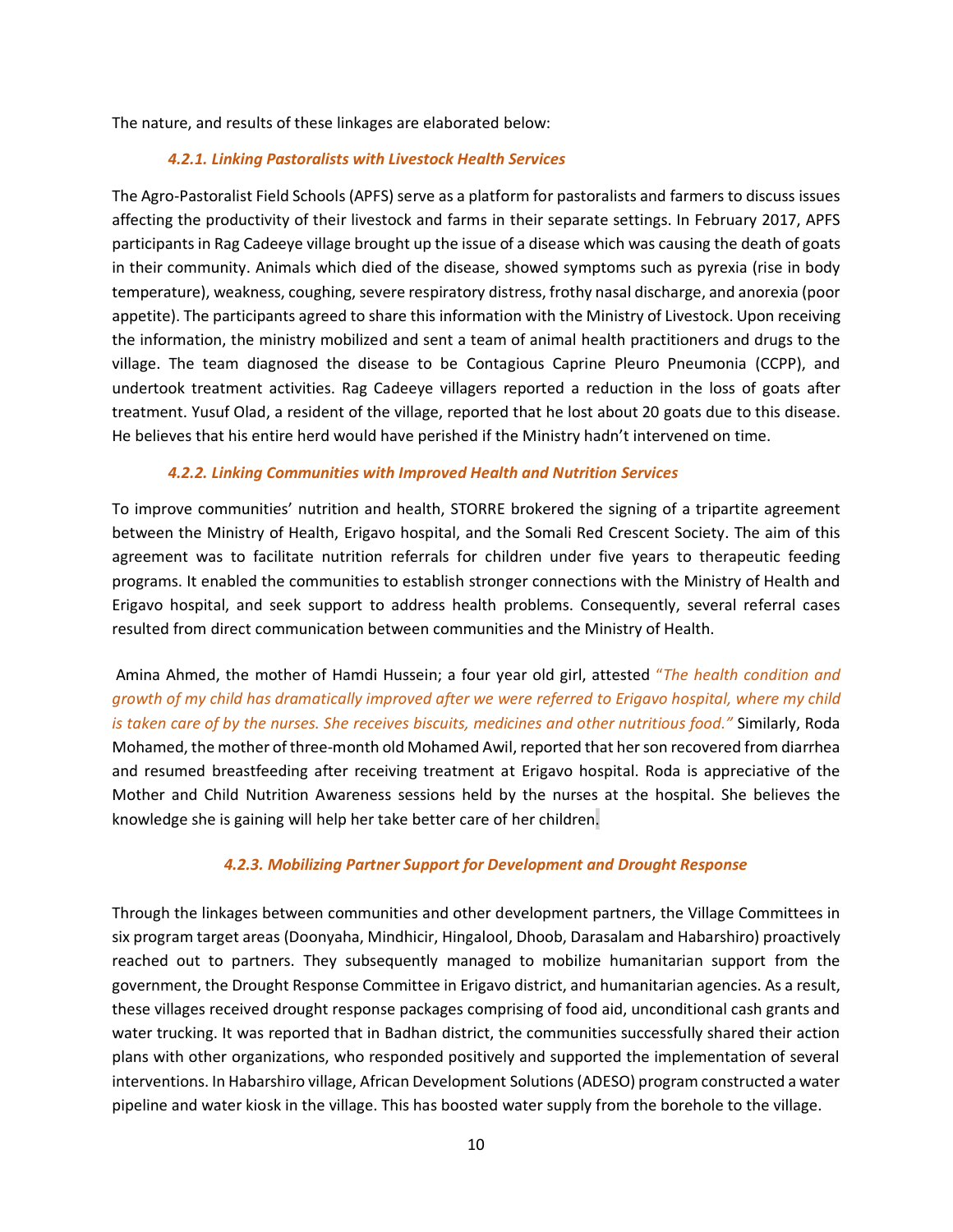The nature, and results of these linkages are elaborated below:

#### *4.2.1. Linking Pastoralists with Livestock Health Services*

The Agro-Pastoralist Field Schools (APFS) serve as a platform for pastoralists and farmers to discuss issues affecting the productivity of their livestock and farms in their separate settings. In February 2017, APFS participants in Rag Cadeeye village brought up the issue of a disease which was causing the death of goats in their community. Animals which died of the disease, showed symptoms such as pyrexia (rise in body temperature), weakness, coughing, severe respiratory distress, frothy nasal discharge, and anorexia (poor appetite). The participants agreed to share this information with the Ministry of Livestock. Upon receiving the information, the ministry mobilized and sent a team of animal health practitioners and drugs to the village. The team diagnosed the disease to be Contagious Caprine Pleuro Pneumonia (CCPP), and undertook treatment activities. Rag Cadeeye villagers reported a reduction in the loss of goats after treatment. Yusuf Olad, a resident of the village, reported that he lost about 20 goats due to this disease. He believes that his entire herd would have perished if the Ministry hadn't intervened on time.

#### *4.2.2. Linking Communities with Improved Health and Nutrition Services*

To improve communities' nutrition and health, STORRE brokered the signing of a tripartite agreement between the Ministry of Health, Erigavo hospital, and the Somali Red Crescent Society. The aim of this agreement was to facilitate nutrition referrals for children under five years to therapeutic feeding programs. It enabled the communities to establish stronger connections with the Ministry of Health and Erigavo hospital, and seek support to address health problems. Consequently, several referral cases resulted from direct communication between communities and the Ministry of Health.

Amina Ahmed, the mother of Hamdi Hussein; a four year old girl, attested *"The health condition and growth of my child has dramatically improved after we were referred to Erigavo hospital, where my child is taken care of by the nurses. She receives biscuits, medicines and other nutritious food."* Similarly, Roda Mohamed, the mother of three-month old Mohamed Awil, reported that her son recovered from diarrhea and resumed breastfeeding after receiving treatment at Erigavo hospital. Roda is appreciative of the Mother and Child Nutrition Awareness sessions held by the nurses at the hospital. She believes the knowledge she is gaining will help her take better care of her children.

#### *4.2.3. Mobilizing Partner Support for Development and Drought Response*

Through the linkages between communities and other development partners, the Village Committees in six program target areas (Doonyaha, Mindhicir, Hingalool, Dhoob, Darasalam and Habarshiro) proactively reached out to partners. They subsequently managed to mobilize humanitarian support from the government, the Drought Response Committee in Erigavo district, and humanitarian agencies. As a result, these villages received drought response packages comprising of food aid, unconditional cash grants and water trucking. It was reported that in Badhan district, the communities successfully shared their action plans with other organizations, who responded positively and supported the implementation of several interventions. In Habarshiro village, African Development Solutions (ADESO) program constructed a water pipeline and water kiosk in the village. This has boosted water supply from the borehole to the village.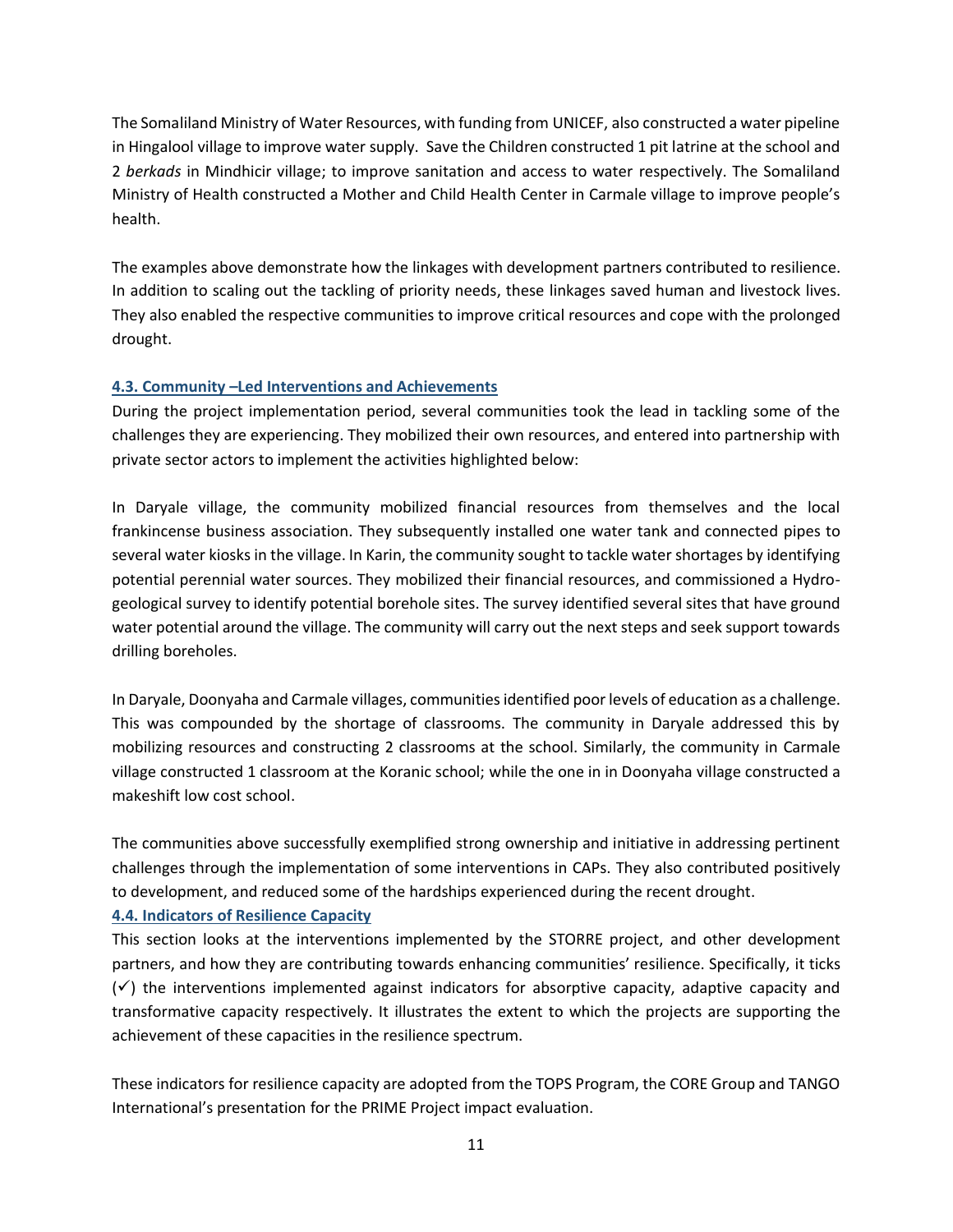The Somaliland Ministry of Water Resources, with funding from UNICEF, also constructed a water pipeline in Hingalool village to improve water supply. Save the Children constructed 1 pit latrine at the school and 2 *berkads* in Mindhicir village; to improve sanitation and access to water respectively. The Somaliland Ministry of Health constructed a Mother and Child Health Center in Carmale village to improve people's health.

The examples above demonstrate how the linkages with development partners contributed to resilience. In addition to scaling out the tackling of priority needs, these linkages saved human and livestock lives. They also enabled the respective communities to improve critical resources and cope with the prolonged drought.

### 4.3. Community –Led Interventions and Achievements

During the project implementation period, several communities took the lead in tackling some of the challenges they are experiencing. They mobilized their own resources, and entered into partnership with private sector actors to implement the activities highlighted below:

In Daryale village, the community mobilized financial resources from themselves and the local frankincense business association. They subsequently installed one water tank and connected pipes to several water kiosks in the village. In Karin, the community sought to tackle water shortages by identifying potential perennial water sources. They mobilized their financial resources, and commissioned a Hydro-geological survey to identify potential borehole sites. The survey identified several sites that have ground water potential around the village. The community will carry out the next steps and seek support towards drilling boreholes.

In Daryale, Doonyaha and Carmale villages, communities identified poor levels of education as a challenge. This was compounded by the shortage of classrooms. The community in Daryale addressed this by mobilizing resources and constructing 2 classrooms at the school. Similarly, the community in Carmale village constructed 1 classroom at the Koranic school; while the one in in Doonyaha village constructed a makeshift low cost school.

The communities above successfully exemplified strong ownership and initiative in addressing pertinent challenges through the implementation of some interventions in CAPs. They also contributed positively to development, and reduced some of the hardships experienced during the recent drought.

### 4.4. Indicators of Resilience Capacity

This section looks at the interventions implemented by the STORRE project, and other development partners, and how they are contributing towards enhancing communities' resilience. Specifically, it ticks (✓) the interventions implemented against indicators for absorptive capacity, adaptive capacity and transformative capacity respectively. It illustrates the extent to which the projects are supporting the achievement of these capacities in the resilience spectrum.

These indicators for resilience capacity are adopted from the TOPS Program, the CORE Group and TANGO International's presentation for the PRIME Project impact evaluation.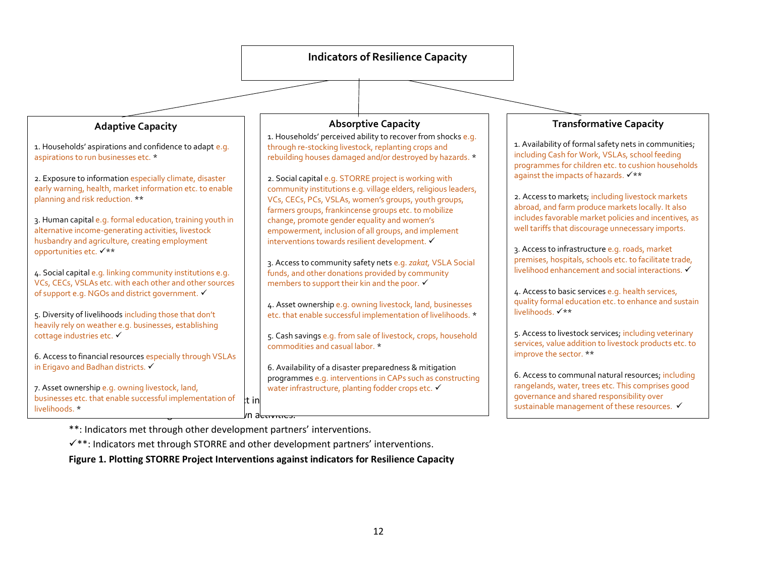## Indicators of Resilience Capacity

### Adaptive Capacity

1. Households' aspirations and confidence to adapt e.g. aspirations to run businesses etc. *

2. Exposure to information especially climate, disaster early warning, health, market information etc. to enable planning and risk reduction. **

3. Human capital e.g. formal education, training youth in alternative income-generating activities, livestock husbandry and agriculture, creating employment opportunities etc. ✓**

4. Social capital e.g. linking community institutions e.g. VCs, CECs, VSLAs etc. with each other and other sources of support e.g. NGOs and district government. ✓

5. Diversity of livelihoods including those that don't heavily rely on weather e.g. businesses, establishing cottage industries etc. ✓

6. Access to financial resources especially through VSLAs in Erigavo and Badhan districts. ✓

7. Asset ownership e.g. owning livestock, land, businesses etc. that enable successful implementation of livelihoods. *

### Absorptive Capacity

1. Households' perceived ability to recover from shocks e.g. through re-stocking livestock, replanting crops and rebuilding houses damaged and/or destroyed by hazards. *

2. Social capital e.g. STORRE project is working with community institutions e.g. village elders, religious leaders, VCs, CECs, PCs, VSLAs, women's groups, youth groups, farmers groups, frankincense groups etc. to mobilize change, promote gender equality and women's empowerment, inclusion of all groups, and implement interventions towards resilient development. ✓

3. Access to community safety nets e.g. *zakat,* VSLA Social funds, and other donations provided by community members to support their kin and the poor. ✓

4. Asset ownership e.g. owning livestock, land, businesses etc. that enable successful implementation of livelihoods. *

5. Cash savings e.g. from sale of livestock, crops, household commodities and casual labor. *

6. Availability of a disaster preparedness & mitigation programmes e.g. interventions in CAPs such as constructing water infrastructure, planting fodder crops etc. ✓

### Transformative Capacity

1. Availability of formal safety nets in communities; including Cash for Work, VSLAs, school feeding programmes for children etc. to cushion households against the impacts of hazards. ✓**

2. Access to markets; including livestock markets abroad, and farm produce markets locally. It also includes favorable market policies and incentives, as well tariffs that discourage unnecessary imports.

3. Access to infrastructure e.g. roads, market premises, hospitals, schools etc. to facilitate trade, livelihood enhancement and social interactions. ✓

4. Access to basic services e.g. health services, quality formal education etc. to enhance and sustain livelihoods. ✓**

5. Access to livestock services; including veterinary services, value addition to livestock products etc. to improve the sector. **

6. Access to communal natural resources; including rangelands, water, trees etc. This comprises good governance and shared responsibility over sustainable management of these resources. ✓

**: Indicators met through other development partners' interventions.

✓**: Indicators met through STORRE and other development partners' interventions.

**Figure 1. Plotting STORRE Project Interventions against indicators for Resilience Capacity**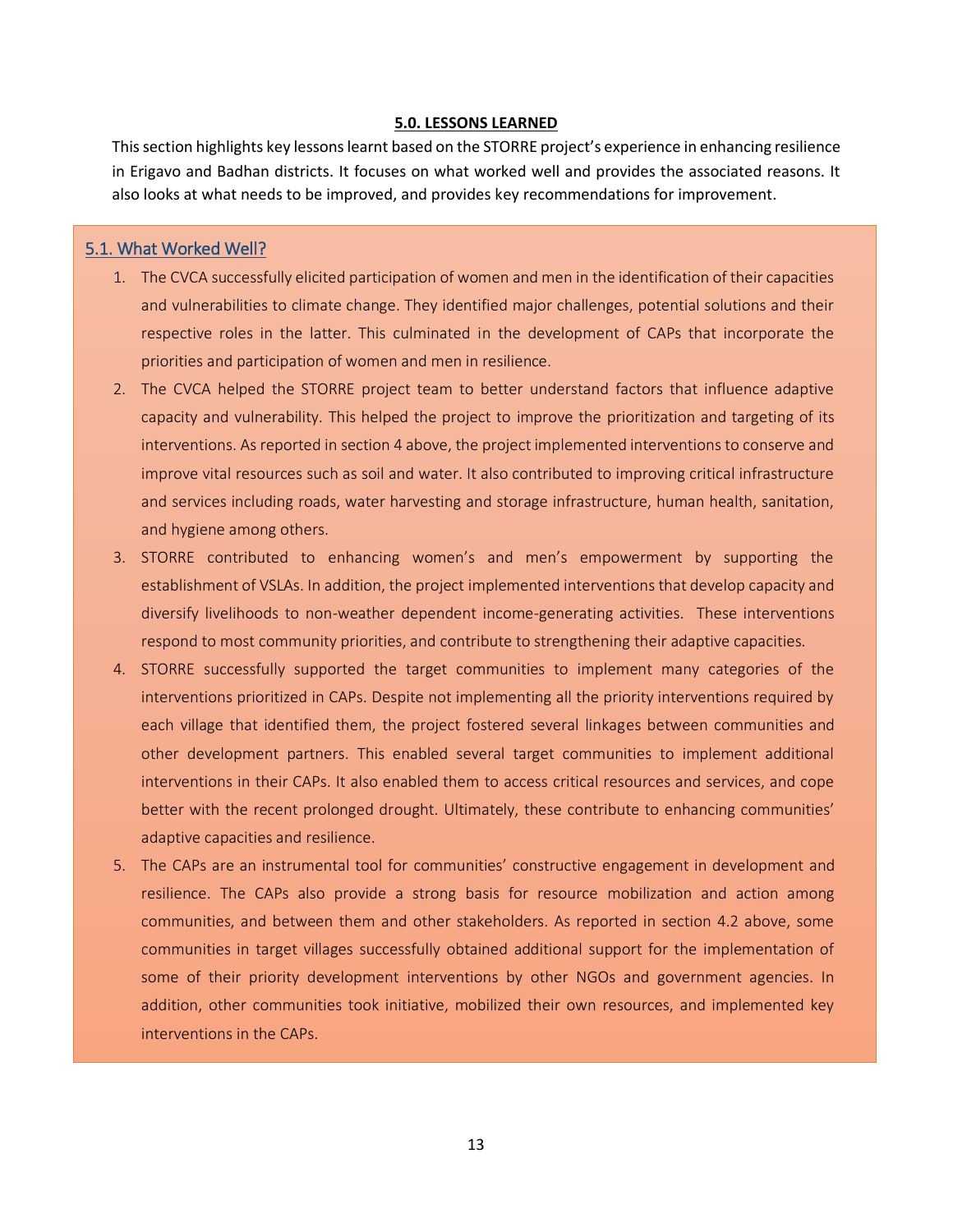## 5.0. LESSONS LEARNED

This section highlights key lessons learnt based on the STORRE project's experience in enhancing resilience in Erigavo and Badhan districts. It focuses on what worked well and provides the associated reasons. It also looks at what needs to be improved, and provides key recommendations for improvement.

### 5.1. What Worked Well?

1. The CVCA successfully elicited participation of women and men in the identification of their capacities and vulnerabilities to climate change. They identified major challenges, potential solutions and their respective roles in the latter. This culminated in the development of CAPs that incorporate the priorities and participation of women and men in resilience.
2. The CVCA helped the STORRE project team to better understand factors that influence adaptive capacity and vulnerability. This helped the project to improve the prioritization and targeting of its interventions. As reported in section 4 above, the project implemented interventions to conserve and improve vital resources such as soil and water. It also contributed to improving critical infrastructure and services including roads, water harvesting and storage infrastructure, human health, sanitation, and hygiene among others.
3. STORRE contributed to enhancing women's and men's empowerment by supporting the establishment of VSLAs. In addition, the project implemented interventions that develop capacity and diversify livelihoods to non-weather dependent income-generating activities. These interventions respond to most community priorities, and contribute to strengthening their adaptive capacities.
4. STORRE successfully supported the target communities to implement many categories of the interventions prioritized in CAPs. Despite not implementing all the priority interventions required by each village that identified them, the project fostered several linkages between communities and other development partners. This enabled several target communities to implement additional interventions in their CAPs. It also enabled them to access critical resources and services, and cope better with the recent prolonged drought. Ultimately, these contribute to enhancing communities' adaptive capacities and resilience.
5. The CAPs are an instrumental tool for communities' constructive engagement in development and resilience. The CAPs also provide a strong basis for resource mobilization and action among communities, and between them and other stakeholders. As reported in section 4.2 above, some communities in target villages successfully obtained additional support for the implementation of some of their priority development interventions by other NGOs and government agencies. In addition, other communities took initiative, mobilized their own resources, and implemented key interventions in the CAPs.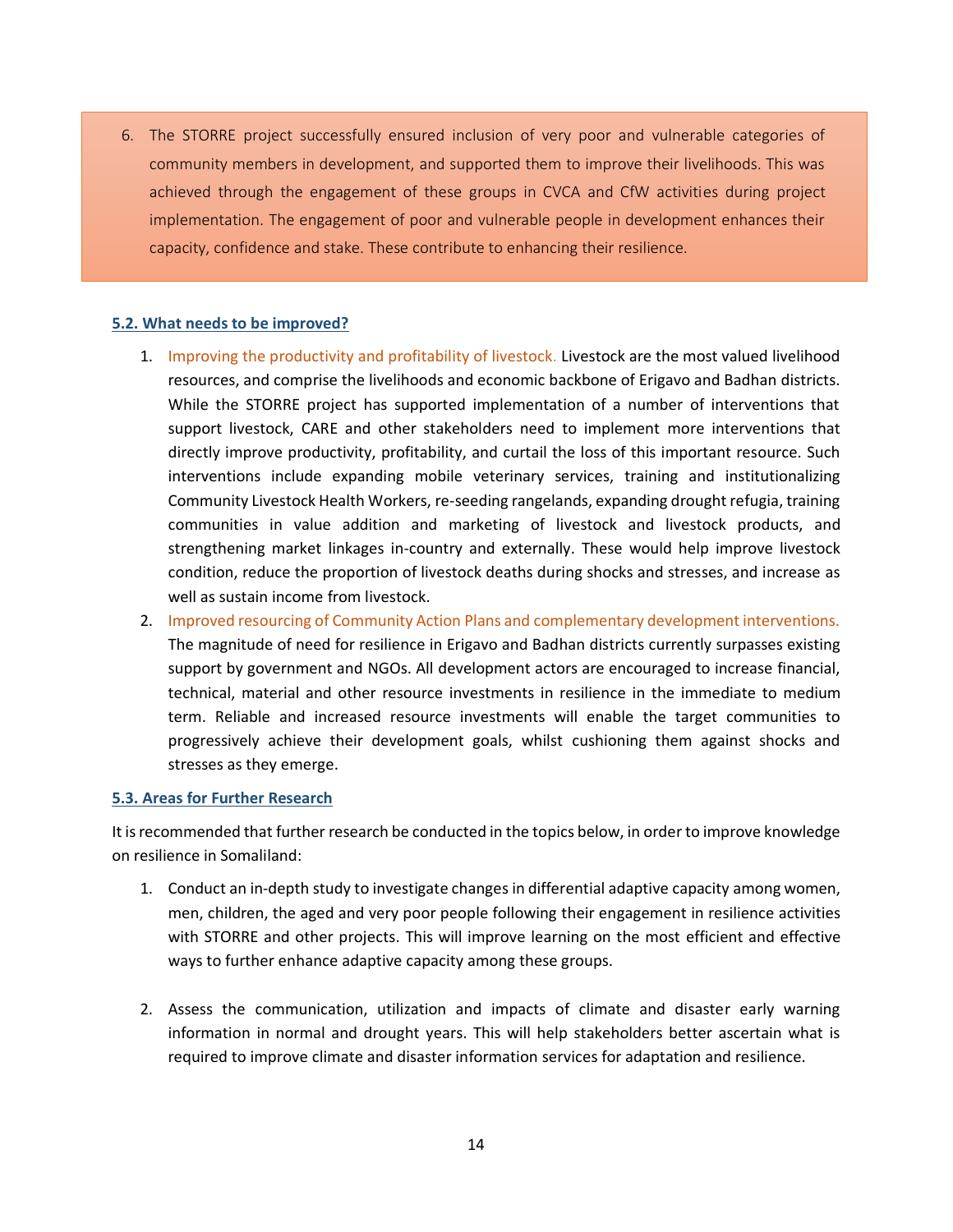6. The STORRE project successfully ensured inclusion of very poor and vulnerable categories of community members in development, and supported them to improve their livelihoods. This was achieved through the engagement of these groups in CVCA and CfW activities during project implementation. The engagement of poor and vulnerable people in development enhances their capacity, confidence and stake. These contribute to enhancing their resilience.

### 5.2. What needs to be improved?

1. Improving the productivity and profitability of livestock. Livestock are the most valued livelihood resources, and comprise the livelihoods and economic backbone of Erigavo and Badhan districts. While the STORRE project has supported implementation of a number of interventions that support livestock, CARE and other stakeholders need to implement more interventions that directly improve productivity, profitability, and curtail the loss of this important resource. Such interventions include expanding mobile veterinary services, training and institutionalizing Community Livestock Health Workers, re-seeding rangelands, expanding drought refugia, training communities in value addition and marketing of livestock and livestock products, and strengthening market linkages in-country and externally. These would help improve livestock condition, reduce the proportion of livestock deaths during shocks and stresses, and increase as well as sustain income from livestock.
2. Improved resourcing of Community Action Plans and complementary development interventions. The magnitude of need for resilience in Erigavo and Badhan districts currently surpasses existing support by government and NGOs. All development actors are encouraged to increase financial, technical, material and other resource investments in resilience in the immediate to medium term. Reliable and increased resource investments will enable the target communities to progressively achieve their development goals, whilst cushioning them against shocks and stresses as they emerge.

### 5.3. Areas for Further Research

It is recommended that further research be conducted in the topics below, in order to improve knowledge on resilience in Somaliland:

1. Conduct an in-depth study to investigate changes in differential adaptive capacity among women, men, children, the aged and very poor people following their engagement in resilience activities with STORRE and other projects. This will improve learning on the most efficient and effective ways to further enhance adaptive capacity among these groups.

2. Assess the communication, utilization and impacts of climate and disaster early warning information in normal and drought years. This will help stakeholders better ascertain what is required to improve climate and disaster information services for adaptation and resilience.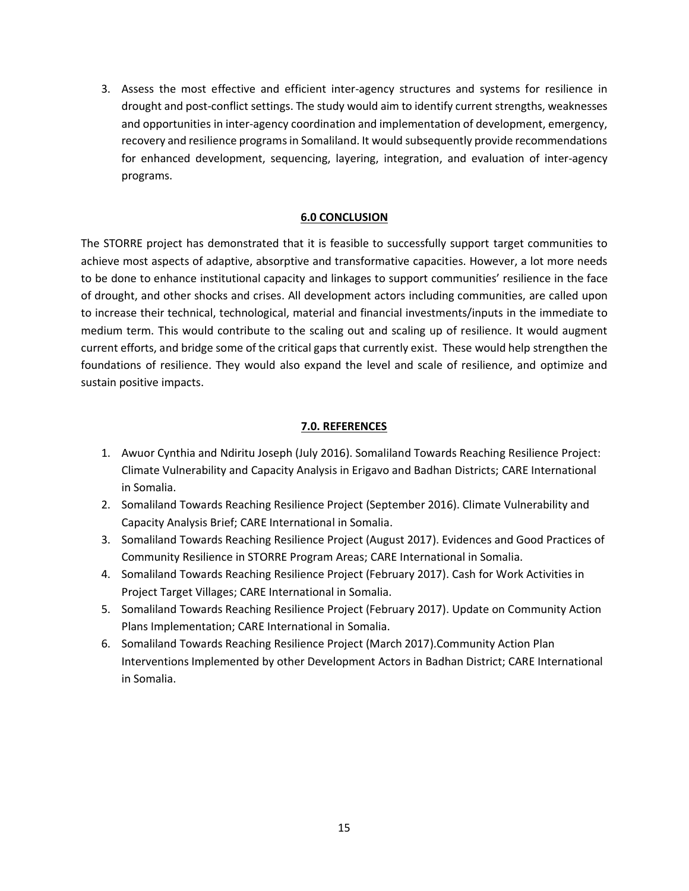3. Assess the most effective and efficient inter-agency structures and systems for resilience in drought and post-conflict settings. The study would aim to identify current strengths, weaknesses and opportunities in inter-agency coordination and implementation of development, emergency, recovery and resilience programs in Somaliland. It would subsequently provide recommendations for enhanced development, sequencing, layering, integration, and evaluation of inter-agency programs.

## 6.0 CONCLUSION

The STORRE project has demonstrated that it is feasible to successfully support target communities to achieve most aspects of adaptive, absorptive and transformative capacities. However, a lot more needs to be done to enhance institutional capacity and linkages to support communities' resilience in the face of drought, and other shocks and crises. All development actors including communities, are called upon to increase their technical, technological, material and financial investments/inputs in the immediate to medium term. This would contribute to the scaling out and scaling up of resilience. It would augment current efforts, and bridge some of the critical gaps that currently exist. These would help strengthen the foundations of resilience. They would also expand the level and scale of resilience, and optimize and sustain positive impacts.

## 7.0. REFERENCES

1. Awuor Cynthia and Ndiritu Joseph (July 2016). Somaliland Towards Reaching Resilience Project: Climate Vulnerability and Capacity Analysis in Erigavo and Badhan Districts; CARE International in Somalia.
2. Somaliland Towards Reaching Resilience Project (September 2016). Climate Vulnerability and Capacity Analysis Brief; CARE International in Somalia.
3. Somaliland Towards Reaching Resilience Project (August 2017). Evidences and Good Practices of Community Resilience in STORRE Program Areas; CARE International in Somalia.
4. Somaliland Towards Reaching Resilience Project (February 2017). Cash for Work Activities in Project Target Villages; CARE International in Somalia.
5. Somaliland Towards Reaching Resilience Project (February 2017). Update on Community Action Plans Implementation; CARE International in Somalia.
6. Somaliland Towards Reaching Resilience Project (March 2017).Community Action Plan Interventions Implemented by other Development Actors in Badhan District; CARE International in Somalia.